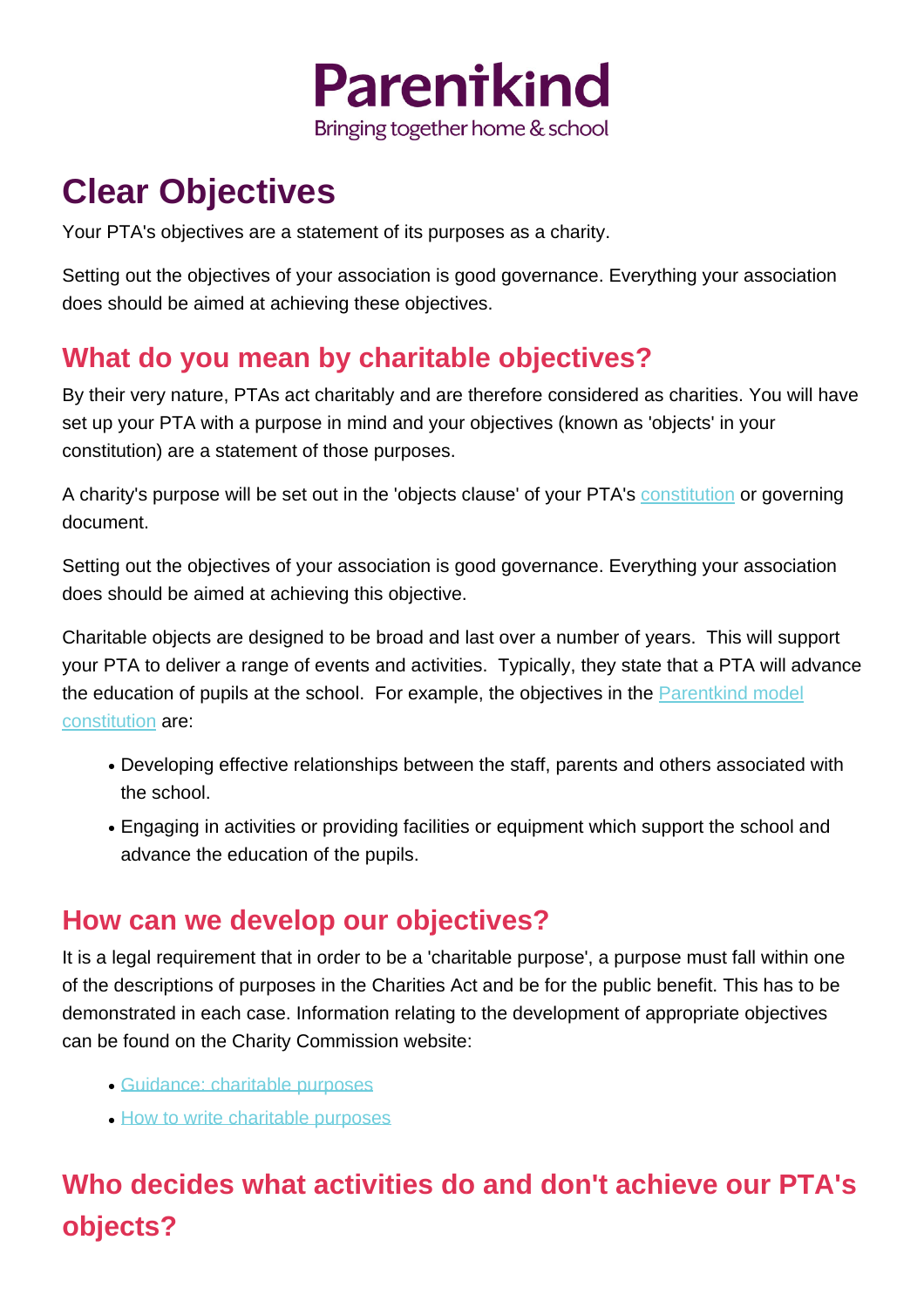Parentkind

Bringing together home & school

# Clear Objectives

Your PTA's objectives are a statement of its purposes as a charity.

Setting out the objectives of your association is good governance. Everything your association does should be aimed at achieving these objectives.

## What do you mean by charitable objectives?

By their very nature, PTAs act charitably and are therefore considered as charities. You will have set up your PTA with a purpose in mind and your objectives (known as 'objects' in your constitution) are a statement of those purposes.

A charity's purpose will be set out in the 'objects clause' of your PTA's constitution or governing document.

Setting out the objectives of your association is good governance. Everything your association does should be aimed at achieving this objective.

Charitable objects are designed to be broad and last over a number of years. This will support your PTA to deliver a range of events and activities. Typically, they state that a PTA will advance the education of pupils at the school. For example, the objectives in the Parentkind model constitution are:

- Developing effective relationships between the staff, parents and others associated with the school.
- Engaging in activities or providing facilities or equipment which support the school and advance the education of the pupils.

## How can we develop our objectives?

It is a legal requirement that in order to be a 'charitable purpose', a purpose must fall within one of the descriptions of purposes in the Charities Act and be for the public benefit. This has to be demonstrated in each case. Information relating to the development of appropriate objectives can be found on the Charity Commission website:

- Guidance: charitable purposes
- How to write charitable purposes

## Who decides what activities do and don't achieve our PTA's objects?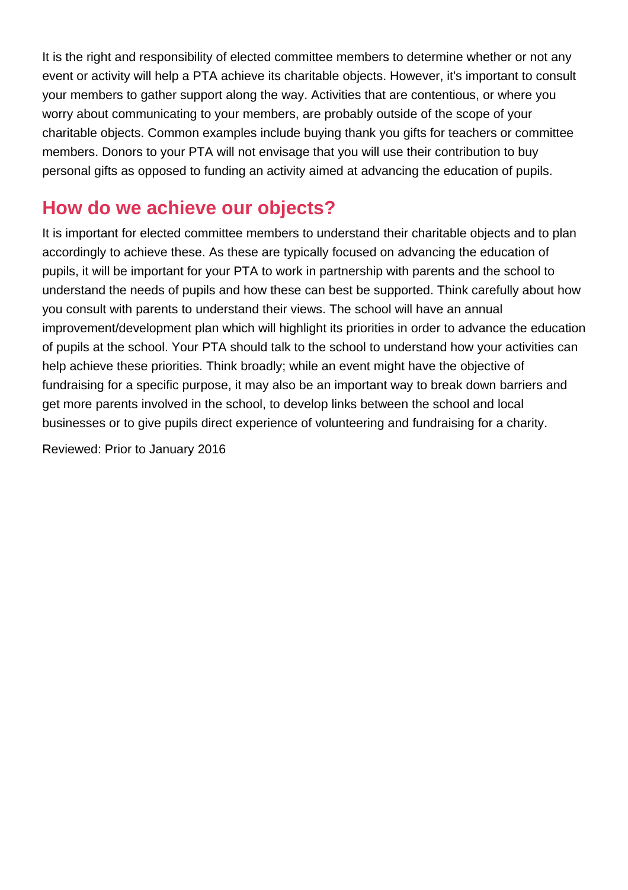It is the right and responsibility of elected committee members to determine whether or not any event or activity will help a PTA achieve its charitable objects. However, it's important to consult your members to gather support along the way. Activities that are contentious, or where you worry about communicating to your members, are probably outside of the scope of your charitable objects. Common examples include buying thank you gifts for teachers or committee members. Donors to your PTA will not envisage that you will use their contribution to buy personal gifts as opposed to funding an activity aimed at advancing the education of pupils.

## How do we achieve our objects?

It is important for elected committee members to understand their charitable objects and to plan accordingly to achieve these. As these are typically focused on advancing the education of pupils, it will be important for your PTA to work in partnership with parents and the school to understand the needs of pupils and how these can best be supported. Think carefully about how you consult with parents to understand their views. The school will have an annual improvement/development plan which will highlight its priorities in order to advance the education of pupils at the school. Your PTA should talk to the school to understand how your activities can help achieve these priorities. Think broadly; while an event might have the objective of fundraising for a specific purpose, it may also be an important way to break down barriers and get more parents involved in the school, to develop links between the school and local businesses or to give pupils direct experience of volunteering and fundraising for a charity.

Reviewed: Prior to January 2016